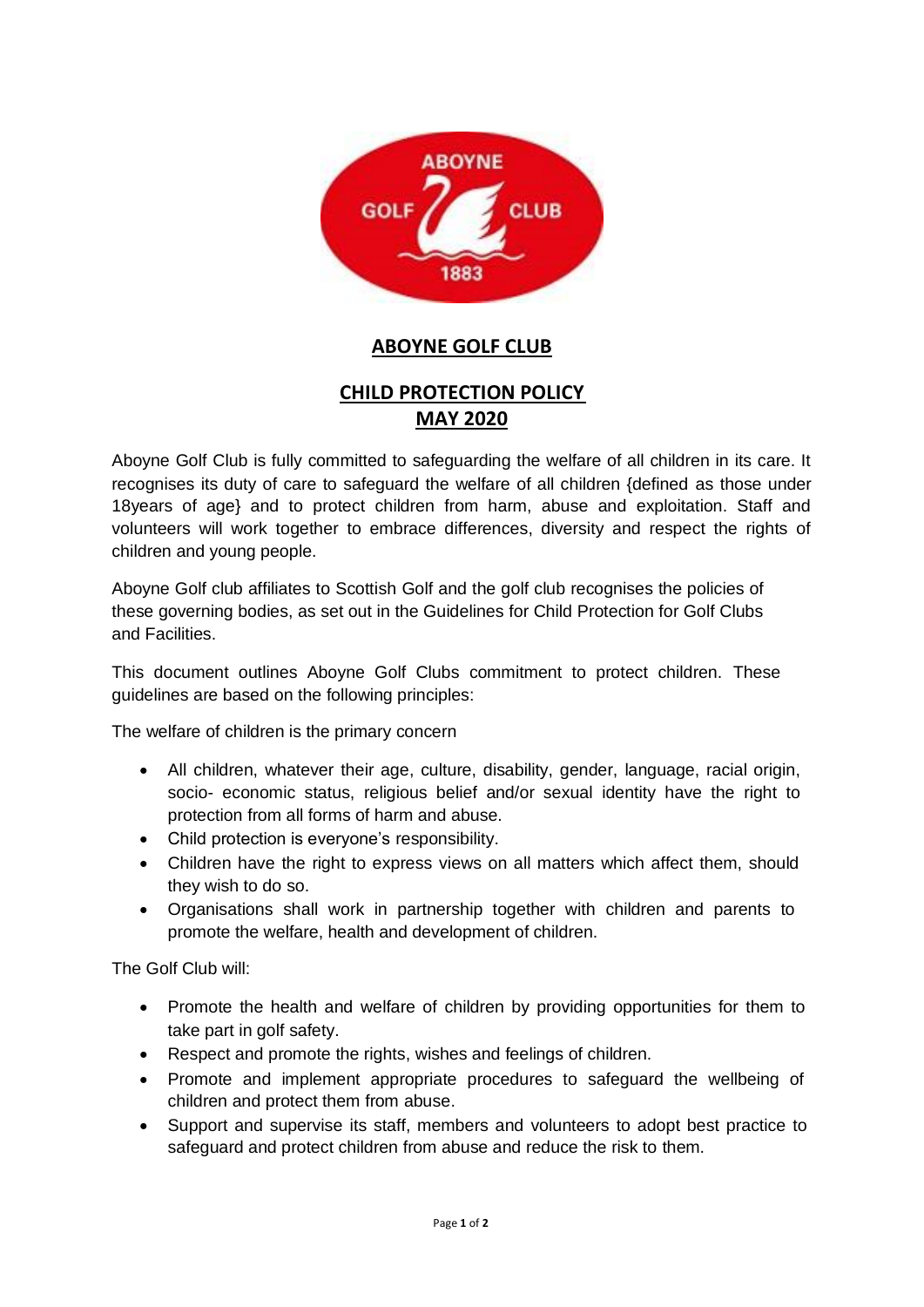# ABOYNE GOLF CLUB

## CHILD PROTECTION POLICY
## MAY 2020

Aboyne Golf Club is fully committed to safeguarding the welfare of all children in its care. It recognises its duty of care to safeguard the welfare of all children {defined as those under 18years of age} and to protect children from harm, abuse and exploitation. Staff and volunteers will work together to embrace differences, diversity and respect the rights of children and young people.

Aboyne Golf club affiliates to Scottish Golf and the golf club recognises the policies of these governing bodies, as set out in the Guidelines for Child Protection for Golf Clubs and Facilities.

This document outlines Aboyne Golf Clubs commitment to protect children. These guidelines are based on the following principles:

The welfare of children is the primary concern

- All children, whatever their age, culture, disability, gender, language, racial origin, socio- economic status, religious belief and/or sexual identity have the right to protection from all forms of harm and abuse.
- Child protection is everyone's responsibility.
- Children have the right to express views on all matters which affect them, should they wish to do so.
- Organisations shall work in partnership together with children and parents to promote the welfare, health and development of children.

The Golf Club will:

- Promote the health and welfare of children by providing opportunities for them to take part in golf safety.
- Respect and promote the rights, wishes and feelings of children.
- Promote and implement appropriate procedures to safeguard the wellbeing of children and protect them from abuse.
- Support and supervise its staff, members and volunteers to adopt best practice to safeguard and protect children from abuse and reduce the risk to them.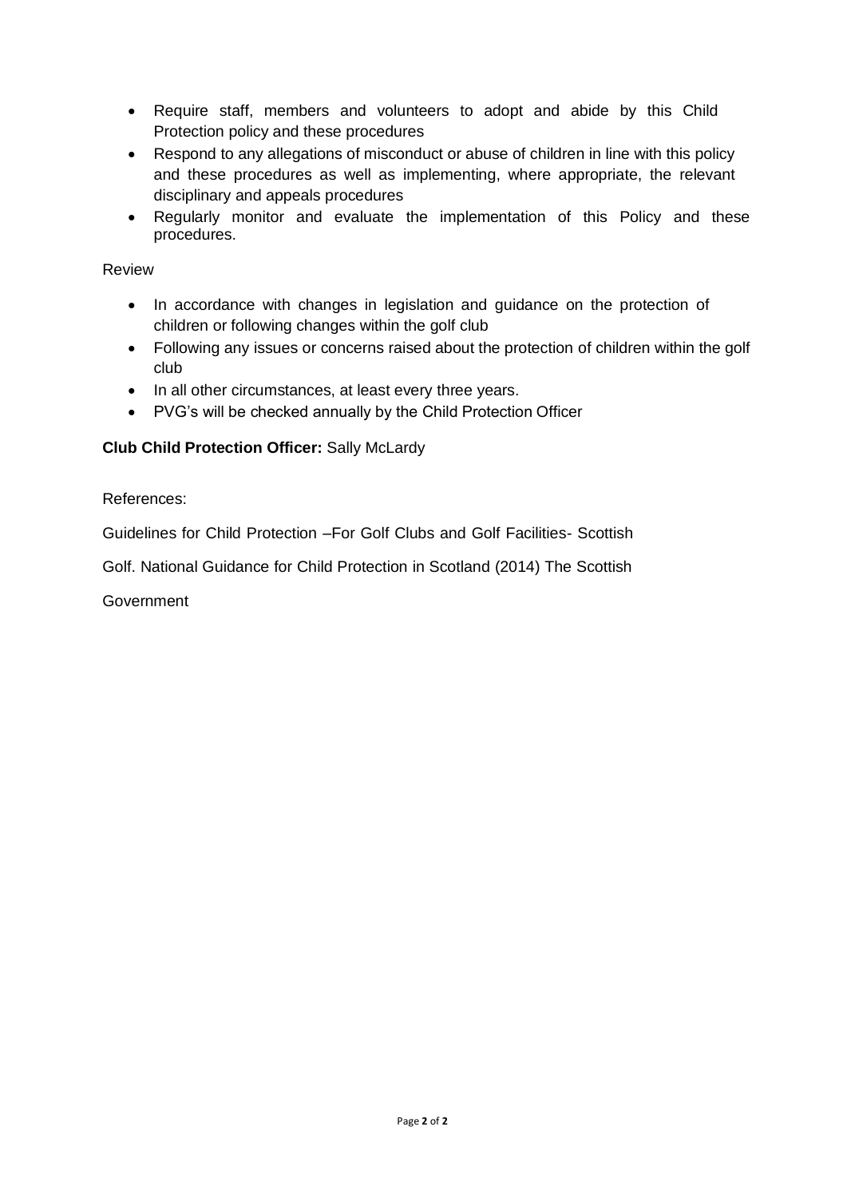- Require staff, members and volunteers to adopt and abide by this Child Protection policy and these procedures
- Respond to any allegations of misconduct or abuse of children in line with this policy and these procedures as well as implementing, where appropriate, the relevant disciplinary and appeals procedures
- Regularly monitor and evaluate the implementation of this Policy and these procedures.

Review

- In accordance with changes in legislation and guidance on the protection of children or following changes within the golf club
- Following any issues or concerns raised about the protection of children within the golf club
- In all other circumstances, at least every three years.
- PVG's will be checked annually by the Child Protection Officer

**Club Child Protection Officer:** Sally McLardy

References:

Guidelines for Child Protection –For Golf Clubs and Golf Facilities- Scottish

Golf. National Guidance for Child Protection in Scotland (2014) The Scottish

Government